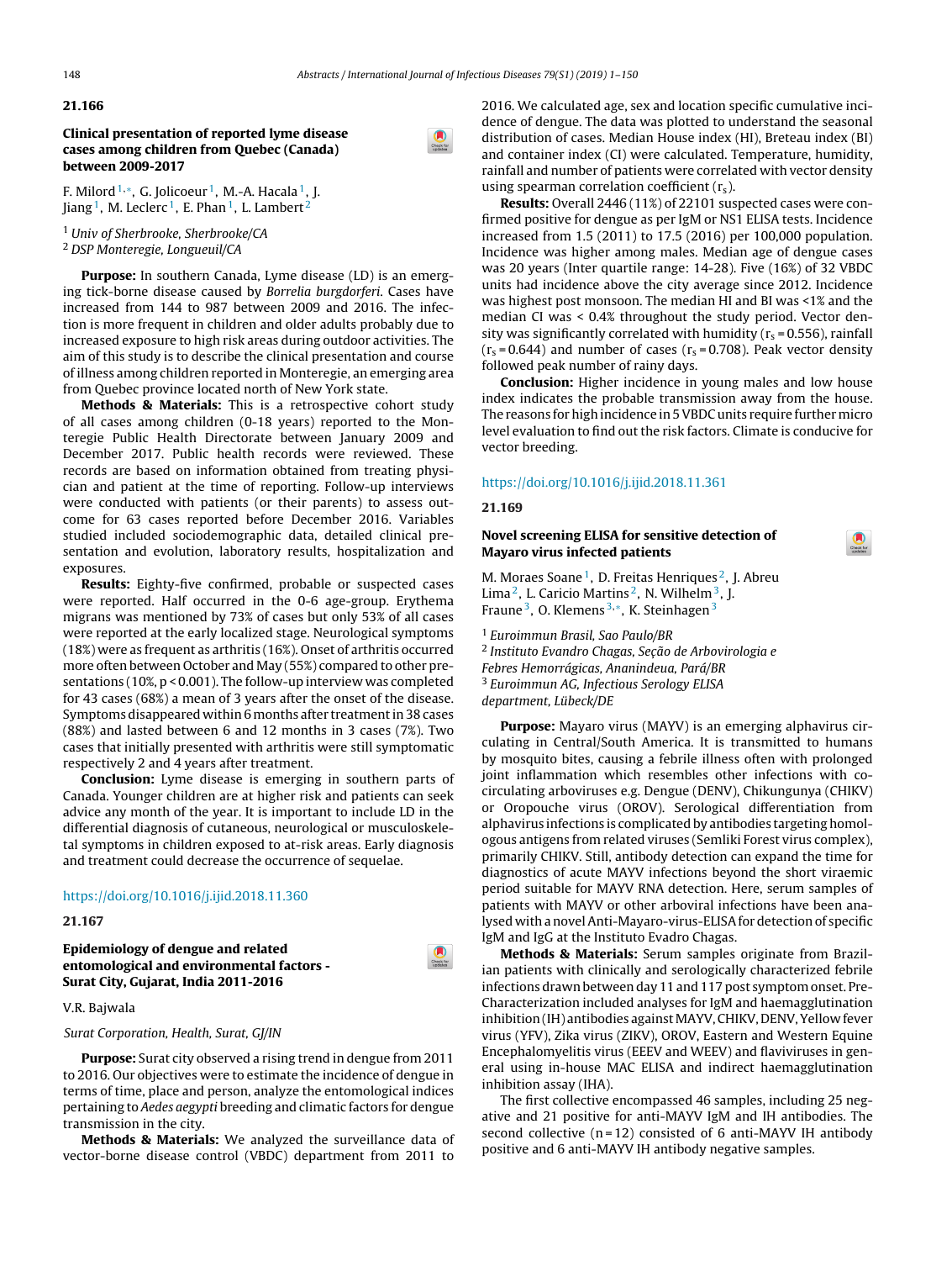## 21.166

### Clinical presentation of reported lyme disease cases among children from Quebec (Canada) between 2009-2017

F. Milord[1,*], G. Jolicoeur[1], M.-A. Hacala[1], J. Jiang[1], M. Leclerc[1], E. Phan[1], L. Lambert[2]

[1] *Univ of Sherbrooke, Sherbrooke/CA*
[2] *DSP Monteregie, Longueuil/CA*

**Purpose:** In southern Canada, Lyme disease (LD) is an emerging tick-borne disease caused by *Borrelia burgdorferi*. Cases have increased from 144 to 987 between 2009 and 2016. The infection is more frequent in children and older adults probably due to increased exposure to high risk areas during outdoor activities. The aim of this study is to describe the clinical presentation and course of illness among children reported in Monteregie, an emerging area from Quebec province located north of New York state.

**Methods & Materials:** This is a retrospective cohort study of all cases among children (0-18 years) reported to the Monteregie Public Health Directorate between January 2009 and December 2017. Public health records were reviewed. These records are based on information obtained from treating physician and patient at the time of reporting. Follow-up interviews were conducted with patients (or their parents) to assess outcome for 63 cases reported before December 2016. Variables studied included sociodemographic data, detailed clinical presentation and evolution, laboratory results, hospitalization and exposures.

**Results:** Eighty-five confirmed, probable or suspected cases were reported. Half occurred in the 0-6 age-group. Erythema migrans was mentioned by 73% of cases but only 53% of all cases were reported at the early localized stage. Neurological symptoms (18%) were as frequent as arthritis (16%). Onset of arthritis occurred more often between October and May (55%) compared to other presentations (10%, $p < 0.001$). The follow-up interview was completed for 43 cases (68%) a mean of 3 years after the onset of the disease. Symptoms disappeared within 6 months after treatment in 38 cases (88%) and lasted between 6 and 12 months in 3 cases (7%). Two cases that initially presented with arthritis were still symptomatic respectively 2 and 4 years after treatment.

**Conclusion:** Lyme disease is emerging in southern parts of Canada. Younger children are at higher risk and patients can seek advice any month of the year. It is important to include LD in the differential diagnosis of cutaneous, neurological or musculoskeletal symptoms in children exposed to at-risk areas. Early diagnosis and treatment could decrease the occurrence of sequelae.

https://doi.org/10.1016/j.ijid.2018.11.360

## 21.167

### Epidemiology of dengue and related entomological and environmental factors - Surat City, Gujarat, India 2011-2016

V.R. Bajwala

*Surat Corporation, Health, Surat, GJ/IN*

**Purpose:** Surat city observed a rising trend in dengue from 2011 to 2016. Our objectives were to estimate the incidence of dengue in terms of time, place and person, analyze the entomological indices pertaining to *Aedes aegypti* breeding and climatic factors for dengue transmission in the city.

**Methods & Materials:** We analyzed the surveillance data of vector-borne disease control (VBDC) department from 2011 to 2016. We calculated age, sex and location specific cumulative incidence of dengue. The data was plotted to understand the seasonal distribution of cases. Median House index (HI), Breteau index (BI) and container index (CI) were calculated. Temperature, humidity, rainfall and number of patients were correlated with vector density using spearman correlation coefficient ($r_s$).

**Results:** Overall 2446 (11%) of 22101 suspected cases were confirmed positive for dengue as per IgM or NS1 ELISA tests. Incidence increased from 1.5 (2011) to 17.5 (2016) per 100,000 population. Incidence was higher among males. Median age of dengue cases was 20 years (Inter quartile range: 14-28). Five (16%) of 32 VBDC units had incidence above the city average since 2012. Incidence was highest post monsoon. The median HI and BI was <1% and the median CI was < 0.4% throughout the study period. Vector density was significantly correlated with humidity ($r_s = 0.556$), rainfall ($r_s = 0.644$) and number of cases ($r_s = 0.708$). Peak vector density followed peak number of rainy days.

**Conclusion:** Higher incidence in young males and low house index indicates the probable transmission away from the house. The reasons for high incidence in 5 VBDC units require further micro level evaluation to find out the risk factors. Climate is conducive for vector breeding.

https://doi.org/10.1016/j.ijid.2018.11.361

## 21.169

### Novel screening ELISA for sensitive detection of Mayaro virus infected patients

M. Moraes Soane[1], D. Freitas Henriques[2], J. Abreu Lima[2], L. Caricio Martins[2], N. Wilhelm[3], J. Fraune[3], O. Klemens[3,*], K. Steinhagen[3]

[1] *Euroimmun Brasil, Sao Paulo/BR*
[2] *Instituto Evandro Chagas, Seção de Arbovirologia e Febres Hemorrágicas, Ananindeua, Pará/BR*
[3] *Euroimmun AG, Infectious Serology ELISA department, Lübeck/DE*

**Purpose:** Mayaro virus (MAYV) is an emerging alphavirus circulating in Central/South America. It is transmitted to humans by mosquito bites, causing a febrile illness often with prolonged joint inflammation which resembles other infections with co-circulating arboviruses e.g. Dengue (DENV), Chikungunya (CHIKV) or Oropouche virus (OROV). Serological differentiation from alphavirus infections is complicated by antibodies targeting homologous antigens from related viruses (Semliki Forest virus complex), primarily CHIKV. Still, antibody detection can expand the time for diagnostics of acute MAYV infections beyond the short viraemic period suitable for MAYV RNA detection. Here, serum samples of patients with MAYV or other arboviral infections have been analysed with a novel Anti-Mayaro-virus-ELISA for detection of specific IgM and IgG at the Instituto Evadro Chagas.

**Methods & Materials:** Serum samples originate from Brazilian patients with clinically and serologically characterized febrile infections drawn between day 11 and 117 post symptom onset. Pre-Characterization included analyses for IgM and haemagglutination inhibition (IH) antibodies against MAYV, CHIKV, DENV, Yellow fever virus (YFV), Zika virus (ZIKV), OROV, Eastern and Western Equine Encephalomyelitis virus (EEEV and WEEV) and flaviviruses in general using in-house MAC ELISA and indirect haemagglutination inhibition assay (IHA).

The first collective encompassed 46 samples, including 25 negative and 21 positive for anti-MAYV IgM and IH antibodies. The second collective ($n = 12$) consisted of 6 anti-MAYV IH antibody positive and 6 anti-MAYV IH antibody negative samples.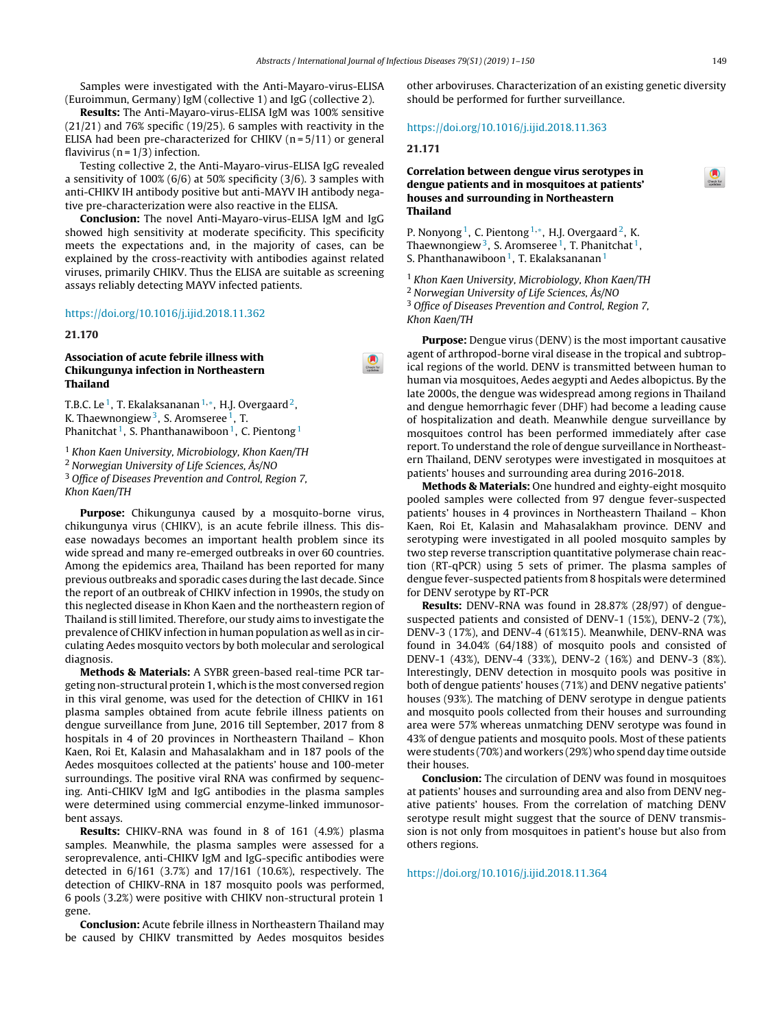Samples were investigated with the Anti-Mayaro-virus-ELISA (Euroimmun, Germany) IgM (collective 1) and IgG (collective 2).

**Results:** The Anti-Mayaro-virus-ELISA IgM was 100% sensitive (21/21) and 76% specific (19/25). 6 samples with reactivity in the ELISA had been pre-characterized for CHIKV (n = 5/11) or general flavivirus (n = 1/3) infection.

Testing collective 2, the Anti-Mayaro-virus-ELISA IgG revealed a sensitivity of 100% (6/6) at 50% specificity (3/6). 3 samples with anti-CHIKV IH antibody positive but anti-MAYV IH antibody negative pre-characterization were also reactive in the ELISA.

**Conclusion:** The novel Anti-Mayaro-virus-ELISA IgM and IgG showed high sensitivity at moderate specificity. This specificity meets the expectations and, in the majority of cases, can be explained by the cross-reactivity with antibodies against related viruses, primarily CHIKV. Thus the ELISA are suitable as screening assays reliably detecting MAYV infected patients.

https://doi.org/10.1016/j.ijid.2018.11.362

## 21.170

### Association of acute febrile illness with Chikungunya infection in Northeastern Thailand

T.B.C. Le[1], T. Ekalaksananan[1,*], H.J. Overgaard[2], K. Thaewnongiew[3], S. Aromseree[1], T. Phanitchat[1], S. Phanthanawiboon[1], C. Pientong[1]

[1] *Khon Kaen University, Microbiology, Khon Kaen/TH*
[2] *Norwegian University of Life Sciences, Ås/NO*
[3] *Office of Diseases Prevention and Control, Region 7, Khon Kaen/TH*

**Purpose:** Chikungunya caused by a mosquito-borne virus, chikungunya virus (CHIKV), is an acute febrile illness. This disease nowadays becomes an important health problem since its wide spread and many re-emerged outbreaks in over 60 countries. Among the epidemics area, Thailand has been reported for many previous outbreaks and sporadic cases during the last decade. Since the report of an outbreak of CHIKV infection in 1990s, the study on this neglected disease in Khon Kaen and the northeastern region of Thailand is still limited. Therefore, our study aims to investigate the prevalence of CHIKV infection in human population as well as in circulating Aedes mosquito vectors by both molecular and serological diagnosis.

**Methods & Materials:** A SYBR green-based real-time PCR targeting non-structural protein 1, which is the most conversed region in this viral genome, was used for the detection of CHIKV in 161 plasma samples obtained from acute febrile illness patients on dengue surveillance from June, 2016 till September, 2017 from 8 hospitals in 4 of 20 provinces in Northeastern Thailand – Khon Kaen, Roi Et, Kalasin and Mahasalakham and in 187 pools of the Aedes mosquitoes collected at the patients' house and 100-meter surroundings. The positive viral RNA was confirmed by sequencing. Anti-CHIKV IgM and IgG antibodies in the plasma samples were determined using commercial enzyme-linked immunosorbent assays.

**Results:** CHIKV-RNA was found in 8 of 161 (4.9%) plasma samples. Meanwhile, the plasma samples were assessed for a seroprevalence, anti-CHIKV IgM and IgG-specific antibodies were detected in 6/161 (3.7%) and 17/161 (10.6%), respectively. The detection of CHIKV-RNA in 187 mosquito pools was performed, 6 pools (3.2%) were positive with CHIKV non-structural protein 1 gene.

**Conclusion:** Acute febrile illness in Northeastern Thailand may be caused by CHIKV transmitted by Aedes mosquitos besides other arboviruses. Characterization of an existing genetic diversity should be performed for further surveillance.

https://doi.org/10.1016/j.ijid.2018.11.363

## 21.171

### Correlation between dengue virus serotypes in dengue patients and in mosquitoes at patients' houses and surrounding in Northeastern Thailand

P. Nonyong[1], C. Pientong[1,*], H.J. Overgaard[2], K. Thaewnongiew[3], S. Aromseree[1], T. Phanitchat[1], S. Phanthanawiboon[1], T. Ekalaksananan[1]

[1] *Khon Kaen University, Microbiology, Khon Kaen/TH*
[2] *Norwegian University of Life Sciences, Ås/NO*
[3] *Office of Diseases Prevention and Control, Region 7, Khon Kaen/TH*

**Purpose:** Dengue virus (DENV) is the most important causative agent of arthropod-borne viral disease in the tropical and subtropical regions of the world. DENV is transmitted between human to human via mosquitoes, Aedes aegypti and Aedes albopictus. By the late 2000s, the dengue was widespread among regions in Thailand and dengue hemorrhagic fever (DHF) had become a leading cause of hospitalization and death. Meanwhile dengue surveillance by mosquitoes control has been performed immediately after case report. To understand the role of dengue surveillance in Northeastern Thailand, DENV serotypes were investigated in mosquitoes at patients' houses and surrounding area during 2016-2018.

**Methods & Materials:** One hundred and eighty-eight mosquito pooled samples were collected from 97 dengue fever-suspected patients' houses in 4 provinces in Northeastern Thailand – Khon Kaen, Roi Et, Kalasin and Mahasalakham province. DENV and serotyping were investigated in all pooled mosquito samples by two step reverse transcription quantitative polymerase chain reaction (RT-qPCR) using 5 sets of primer. The plasma samples of dengue fever-suspected patients from 8 hospitals were determined for DENV serotype by RT-PCR

**Results:** DENV-RNA was found in 28.87% (28/97) of dengue-suspected patients and consisted of DENV-1 (15%), DENV-2 (7%), DENV-3 (17%), and DENV-4 (61%15). Meanwhile, DENV-RNA was found in 34.04% (64/188) of mosquito pools and consisted of DENV-1 (43%), DENV-4 (33%), DENV-2 (16%) and DENV-3 (8%). Interestingly, DENV detection in mosquito pools was positive in both of dengue patients' houses (71%) and DENV negative patients' houses (93%). The matching of DENV serotype in dengue patients and mosquito pools collected from their houses and surrounding area were 57% whereas unmatching DENV serotype was found in 43% of dengue patients and mosquito pools. Most of these patients were students (70%) and workers (29%) who spend day time outside their houses.

**Conclusion:** The circulation of DENV was found in mosquitoes at patients' houses and surrounding area and also from DENV negative patients' houses. From the correlation of matching DENV serotype result might suggest that the source of DENV transmission is not only from mosquitoes in patient's house but also from others regions.

https://doi.org/10.1016/j.ijid.2018.11.364